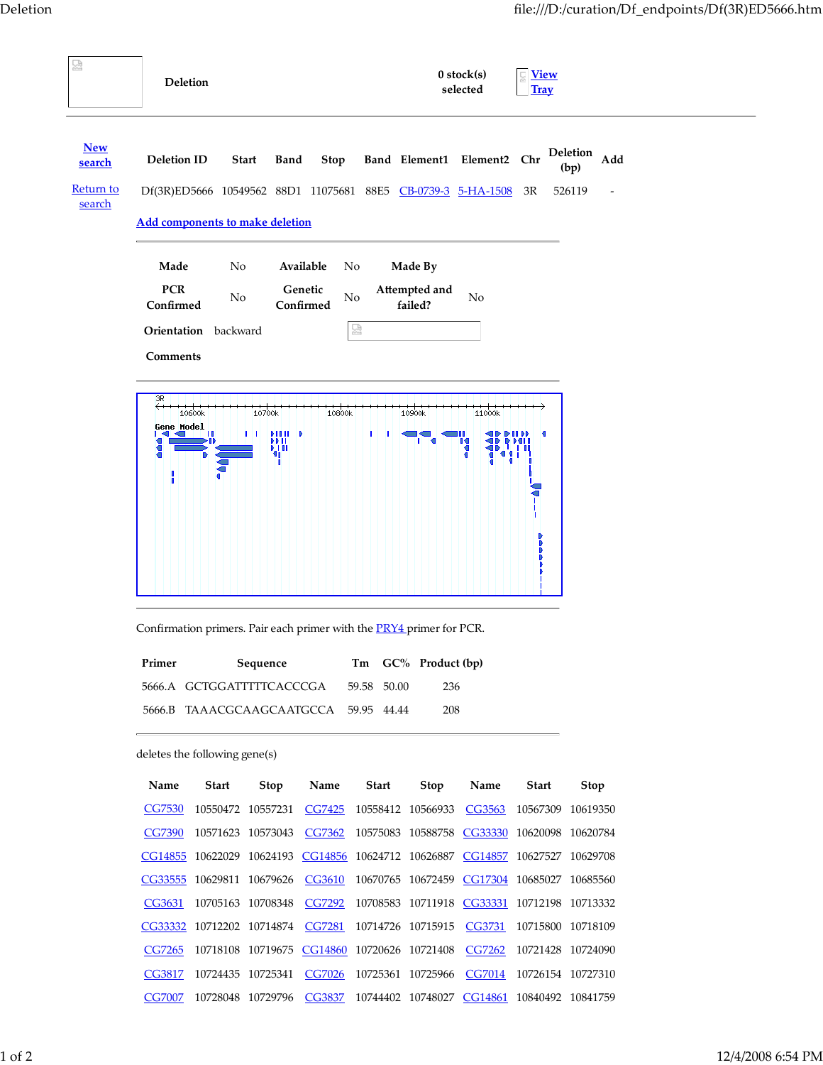Deletion

0 stock(s) selected | View Tray

New search

Return to search

| Deletion ID | Start | Band | Stop | Band | Element1 | Element2 | Chr | Deletion (bp) | Add |
|---|---|---|---|---|---|---|---|---|---|
| Df(3R)ED5666 | 10549562 | 88D1 | 11075681 | 88E5 | CB-0739-3 | 5-HA-1508 | 3R | 526119 | - |

Add components to make deletion

| | | | | | |
|---|---|---|---|---|---|
| **Made** | No | **Available** | No | **Made By** | |
| **PCR Confirmed** | No | **Genetic Confirmed** | No | **Attempted and failed?** | No |
| **Orientation** | backward | | | | |
| **Comments** | | | | | |

Confirmation primers. Pair each primer with the PRY4 primer for PCR.

| Primer | Sequence | Tm | GC% | Product (bp) |
|---|---|---|---|---|
| 5666.A | GCTGGATTTTTCACCCGA | 59.58 | 50.00 | 236 |
| 5666.B | TAACGCAAGCAATGCCA | 59.95 | 44.44 | 208 |

deletes the following gene(s)

| Name | Start | Stop | Name | Start | Stop | Name | Start | Stop |
|---|---|---|---|---|---|---|---|---|
| CG7530 | 10550472 | 10557231 | CG7425 | 10558412 | 10566933 | CG3563 | 10567309 | 10619350 |
| CG7390 | 10571623 | 10573043 | CG7362 | 10575083 | 10588758 | CG33330 | 10620098 | 10620784 |
| CG14855 | 10622029 | 10624193 | CG14856 | 10624712 | 10626887 | CG14857 | 10627527 | 10629708 |
| CG33555 | 10629811 | 10679626 | CG3610 | 10670765 | 10672459 | CG17304 | 10685027 | 10685560 |
| CG3631 | 10705163 | 10708348 | CG7292 | 10708583 | 10711918 | CG33331 | 10712198 | 10713332 |
| CG33332 | 10712202 | 10714874 | CG7281 | 10714726 | 10715915 | CG3731 | 10715800 | 10718109 |
| CG7265 | 10718108 | 10719675 | CG14860 | 10720626 | 10721408 | CG7262 | 10721428 | 10724090 |
| CG3817 | 10724435 | 10725341 | CG7026 | 10725361 | 10725966 | CG7014 | 10726154 | 10727310 |
| CG7007 | 10728048 | 10729796 | CG3837 | 10744402 | 10748027 | CG14861 | 10840492 | 10841759 |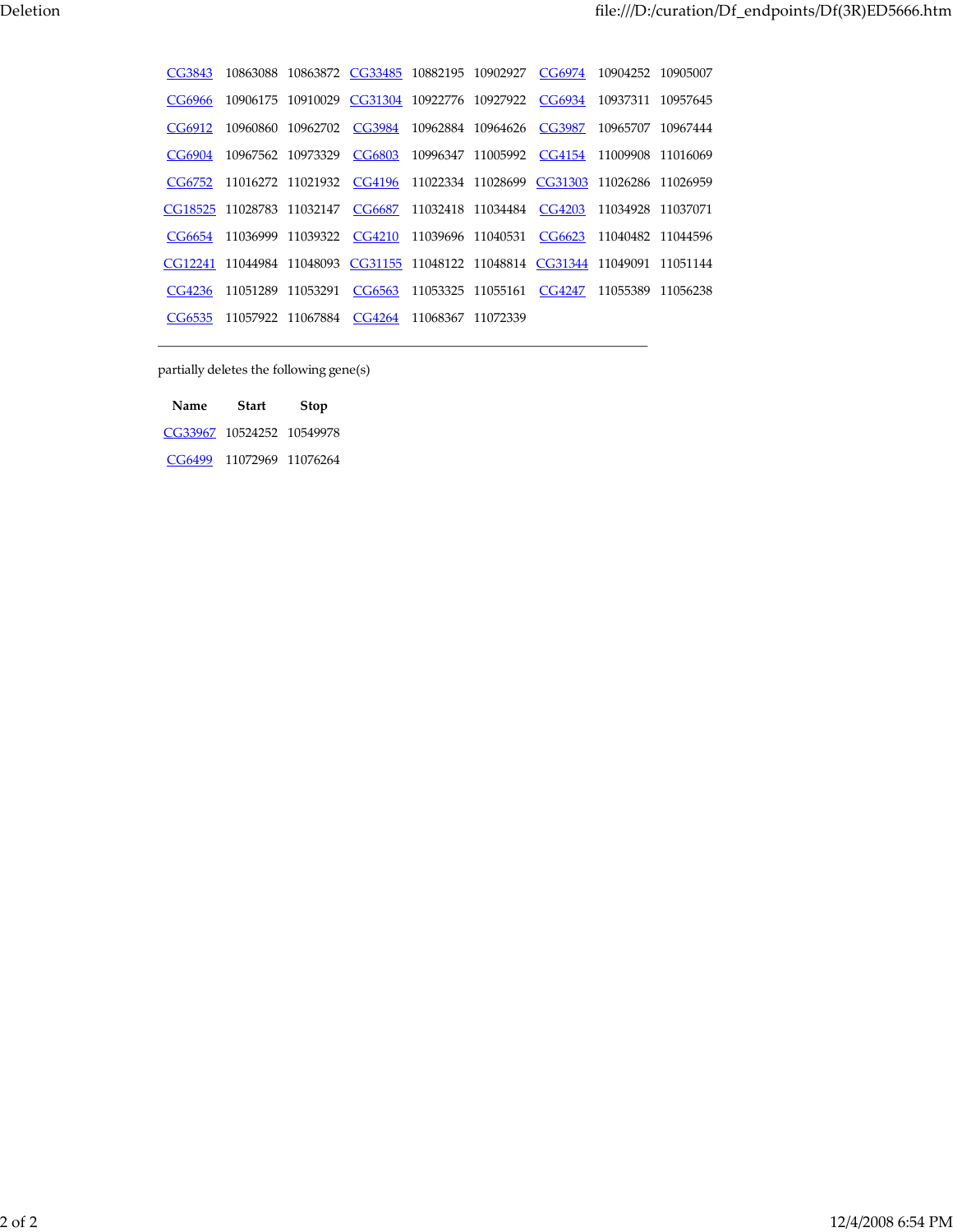| | | | | | | | | |
|---|---|---|---|---|---|---|---|---|
| CG3843 | 10863088 | 10863872 | CG33485 | 10882195 | 10902927 | CG6974 | 10904252 | 10905007 |
| CG6966 | 10906175 | 10910029 | CG31304 | 10922776 | 10927922 | CG6934 | 10937311 | 10957645 |
| CG6912 | 10960860 | 10962702 | CG3984 | 10962884 | 10964626 | CG3987 | 10965707 | 10967444 |
| CG6904 | 10967562 | 10973329 | CG6803 | 10996347 | 11005992 | CG4154 | 11009908 | 11016069 |
| CG6752 | 11016272 | 11021932 | CG4196 | 11022334 | 11028699 | CG31303 | 11026286 | 11026959 |
| CG18525 | 11028783 | 11032147 | CG6687 | 11032418 | 11034484 | CG4203 | 11034928 | 11037071 |
| CG6654 | 11036999 | 11039322 | CG4210 | 11039696 | 11040531 | CG6623 | 11040482 | 11044596 |
| CG12241 | 11044984 | 11048093 | CG31155 | 11048122 | 11048814 | CG31344 | 11049091 | 11051144 |
| CG4236 | 11051289 | 11053291 | CG6563 | 11053325 | 11055161 | CG4247 | 11055389 | 11056238 |
| CG6535 | 11057922 | 11067884 | CG4264 | 11068367 | 11072339 | | | |

---

partially deletes the following gene(s)

| Name | Start | Stop |
|---|---|---|
| CG33967 | 10524252 | 10549978 |
| CG6499 | 11072969 | 11076264 |